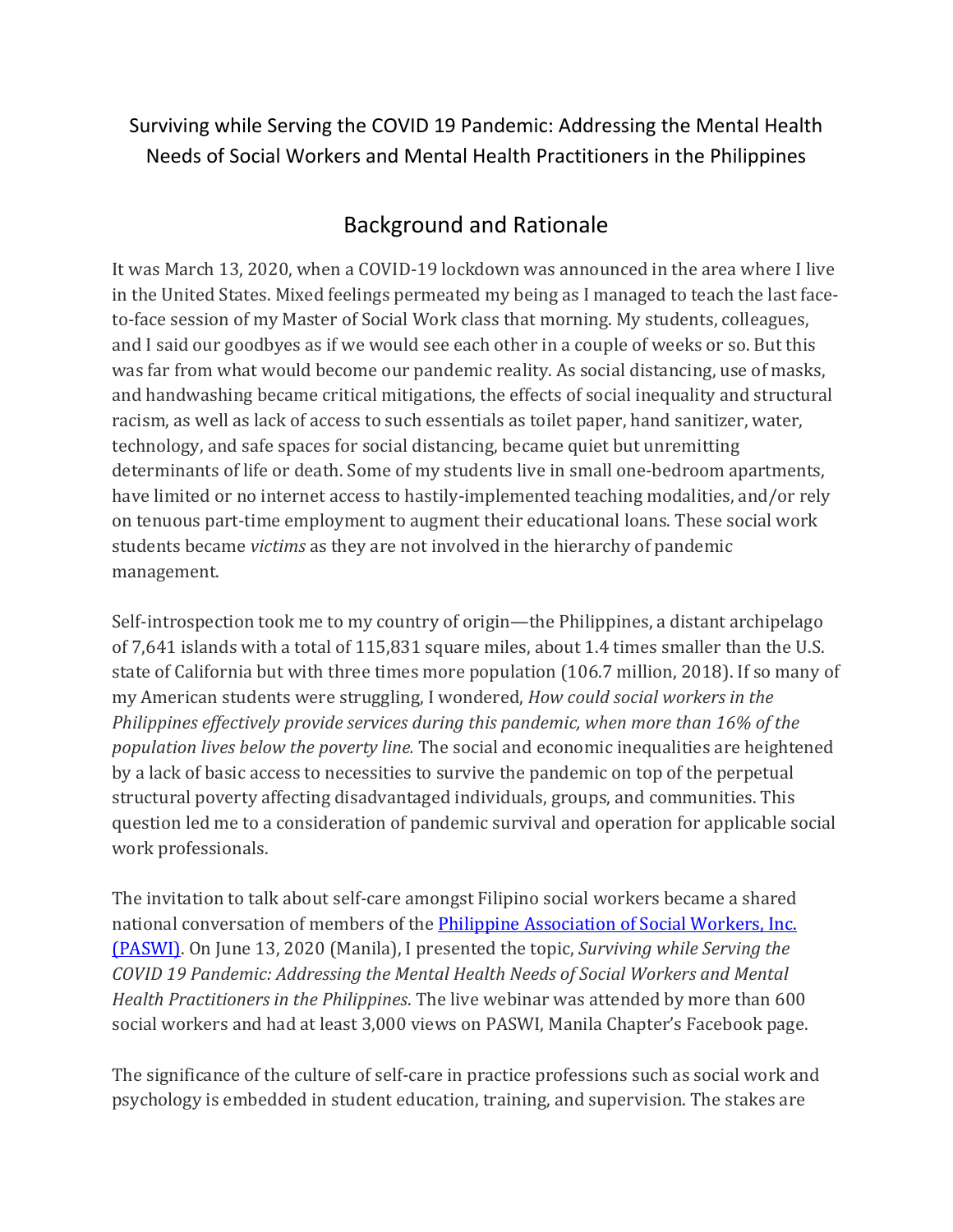# Surviving while Serving the COVID 19 Pandemic: Addressing the Mental Health Needs of Social Workers and Mental Health Practitioners in the Philippines

## Background and Rationale

It was March 13, 2020, when a COVID-19 lockdown was announced in the area where I live in the United States. Mixed feelings permeated my being as I managed to teach the last face-to-face session of my Master of Social Work class that morning. My students, colleagues, and I said our goodbyes as if we would see each other in a couple of weeks or so. But this was far from what would become our pandemic reality. As social distancing, use of masks, and handwashing became critical mitigations, the effects of social inequality and structural racism, as well as lack of access to such essentials as toilet paper, hand sanitizer, water, technology, and safe spaces for social distancing, became quiet but unremitting determinants of life or death. Some of my students live in small one-bedroom apartments, have limited or no internet access to hastily-implemented teaching modalities, and/or rely on tenuous part-time employment to augment their educational loans. These social work students became *victims* as they are not involved in the hierarchy of pandemic management.

Self-introspection took me to my country of origin—the Philippines, a distant archipelago of 7,641 islands with a total of 115,831 square miles, about 1.4 times smaller than the U.S. state of California but with three times more population (106.7 million, 2018). If so many of my American students were struggling, I wondered, *How could social workers in the Philippines effectively provide services during this pandemic, when more than 16% of the population lives below the poverty line.* The social and economic inequalities are heightened by a lack of basic access to necessities to survive the pandemic on top of the perpetual structural poverty affecting disadvantaged individuals, groups, and communities. This question led me to a consideration of pandemic survival and operation for applicable social work professionals.

The invitation to talk about self-care amongst Filipino social workers became a shared national conversation of members of the [Philippine Association of Social Workers, Inc. (PASWI)](). On June 13, 2020 (Manila), I presented the topic, *Surviving while Serving the COVID 19 Pandemic: Addressing the Mental Health Needs of Social Workers and Mental Health Practitioners in the Philippines*. The live webinar was attended by more than 600 social workers and had at least 3,000 views on PASWI, Manila Chapter's Facebook page.

The significance of the culture of self-care in practice professions such as social work and psychology is embedded in student education, training, and supervision. The stakes are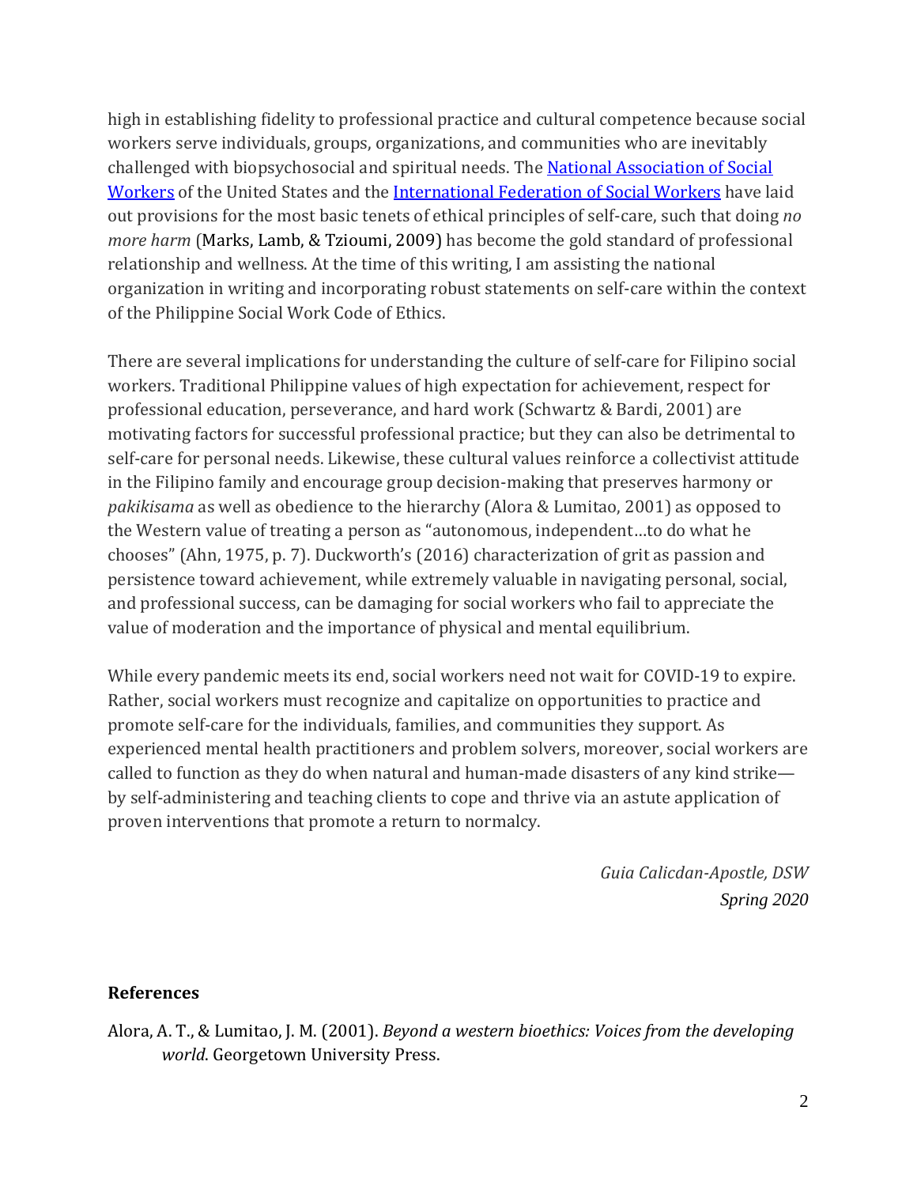high in establishing fidelity to professional practice and cultural competence because social workers serve individuals, groups, organizations, and communities who are inevitably challenged with biopsychosocial and spiritual needs. The [National Association of Social Workers] of the United States and the [International Federation of Social Workers] have laid out provisions for the most basic tenets of ethical principles of self-care, such that doing *no more harm* (Marks, Lamb, & Tzioumi, 2009) has become the gold standard of professional relationship and wellness. At the time of this writing, I am assisting the national organization in writing and incorporating robust statements on self-care within the context of the Philippine Social Work Code of Ethics.

There are several implications for understanding the culture of self-care for Filipino social workers. Traditional Philippine values of high expectation for achievement, respect for professional education, perseverance, and hard work (Schwartz & Bardi, 2001) are motivating factors for successful professional practice; but they can also be detrimental to self-care for personal needs. Likewise, these cultural values reinforce a collectivist attitude in the Filipino family and encourage group decision-making that preserves harmony or *pakikisama* as well as obedience to the hierarchy (Alora & Lumitao, 2001) as opposed to the Western value of treating a person as "autonomous, independent…to do what he chooses" (Ahn, 1975, p. 7). Duckworth's (2016) characterization of grit as passion and persistence toward achievement, while extremely valuable in navigating personal, social, and professional success, can be damaging for social workers who fail to appreciate the value of moderation and the importance of physical and mental equilibrium.

While every pandemic meets its end, social workers need not wait for COVID-19 to expire. Rather, social workers must recognize and capitalize on opportunities to practice and promote self-care for the individuals, families, and communities they support. As experienced mental health practitioners and problem solvers, moreover, social workers are called to function as they do when natural and human-made disasters of any kind strike—by self-administering and teaching clients to cope and thrive via an astute application of proven interventions that promote a return to normalcy.

*Guia Calicdan-Apostle, DSW*
*Spring 2020*

**References**

Alora, A. T., & Lumitao, J. M. (2001). *Beyond a western bioethics: Voices from the developing world*. Georgetown University Press.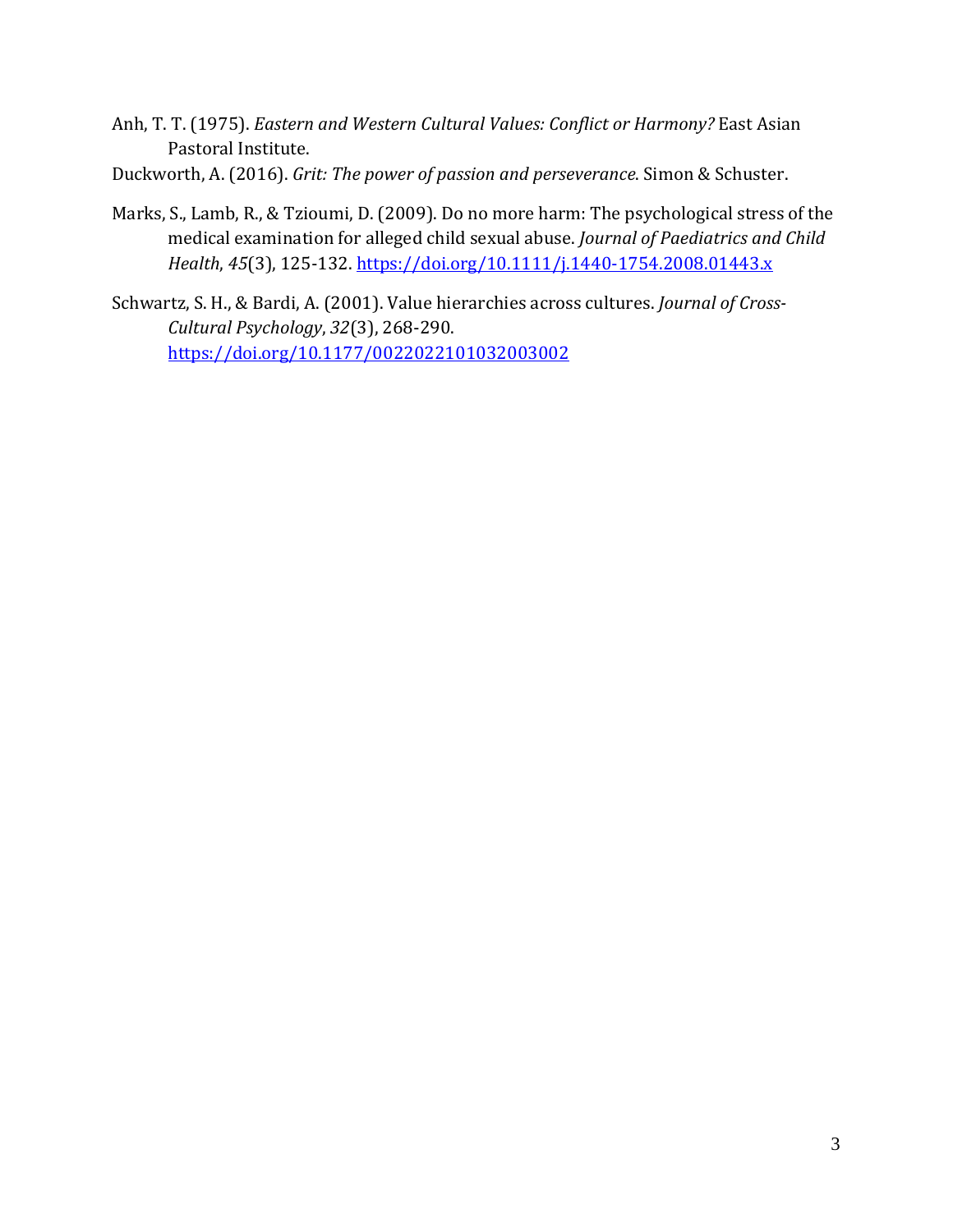Anh, T. T. (1975). *Eastern and Western Cultural Values: Conflict or Harmony?* East Asian Pastoral Institute.

Duckworth, A. (2016). *Grit: The power of passion and perseverance*. Simon & Schuster.

Marks, S., Lamb, R., & Tzioumi, D. (2009). Do no more harm: The psychological stress of the medical examination for alleged child sexual abuse. *Journal of Paediatrics and Child Health*, *45*(3), 125-132. https://doi.org/10.1111/j.1440-1754.2008.01443.x

Schwartz, S. H., & Bardi, A. (2001). Value hierarchies across cultures. *Journal of Cross-Cultural Psychology*, *32*(3), 268-290. https://doi.org/10.1177/0022022101032003002